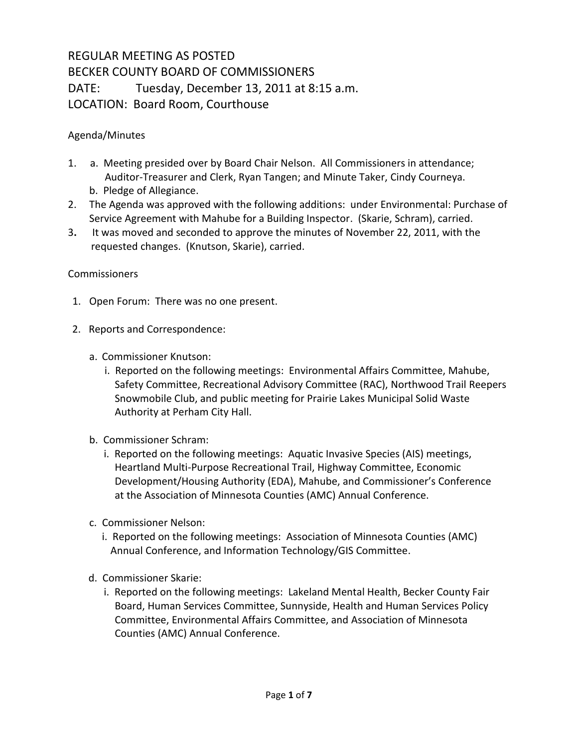# REGULAR MEETING AS POSTED
# BECKER COUNTY BOARD OF COMMISSIONERS
# DATE: Tuesday, December 13, 2011 at 8:15 a.m.
# LOCATION: Board Room, Courthouse

Agenda/Minutes

1. a. Meeting presided over by Board Chair Nelson. All Commissioners in attendance; Auditor-Treasurer and Clerk, Ryan Tangen; and Minute Taker, Cindy Courneya.
   b. Pledge of Allegiance.
2. The Agenda was approved with the following additions: under Environmental: Purchase of Service Agreement with Mahube for a Building Inspector. (Skarie, Schram), carried.
3. It was moved and seconded to approve the minutes of November 22, 2011, with the requested changes. (Knutson, Skarie), carried.

Commissioners

1. Open Forum: There was no one present.
2. Reports and Correspondence:
   a. Commissioner Knutson:
      i. Reported on the following meetings: Environmental Affairs Committee, Mahube, Safety Committee, Recreational Advisory Committee (RAC), Northwood Trail Reepers Snowmobile Club, and public meeting for Prairie Lakes Municipal Solid Waste Authority at Perham City Hall.
   b. Commissioner Schram:
      i. Reported on the following meetings: Aquatic Invasive Species (AIS) meetings, Heartland Multi-Purpose Recreational Trail, Highway Committee, Economic Development/Housing Authority (EDA), Mahube, and Commissioner's Conference at the Association of Minnesota Counties (AMC) Annual Conference.
   c. Commissioner Nelson:
      i. Reported on the following meetings: Association of Minnesota Counties (AMC) Annual Conference, and Information Technology/GIS Committee.
   d. Commissioner Skarie:
      i. Reported on the following meetings: Lakeland Mental Health, Becker County Fair Board, Human Services Committee, Sunnyside, Health and Human Services Policy Committee, Environmental Affairs Committee, and Association of Minnesota Counties (AMC) Annual Conference.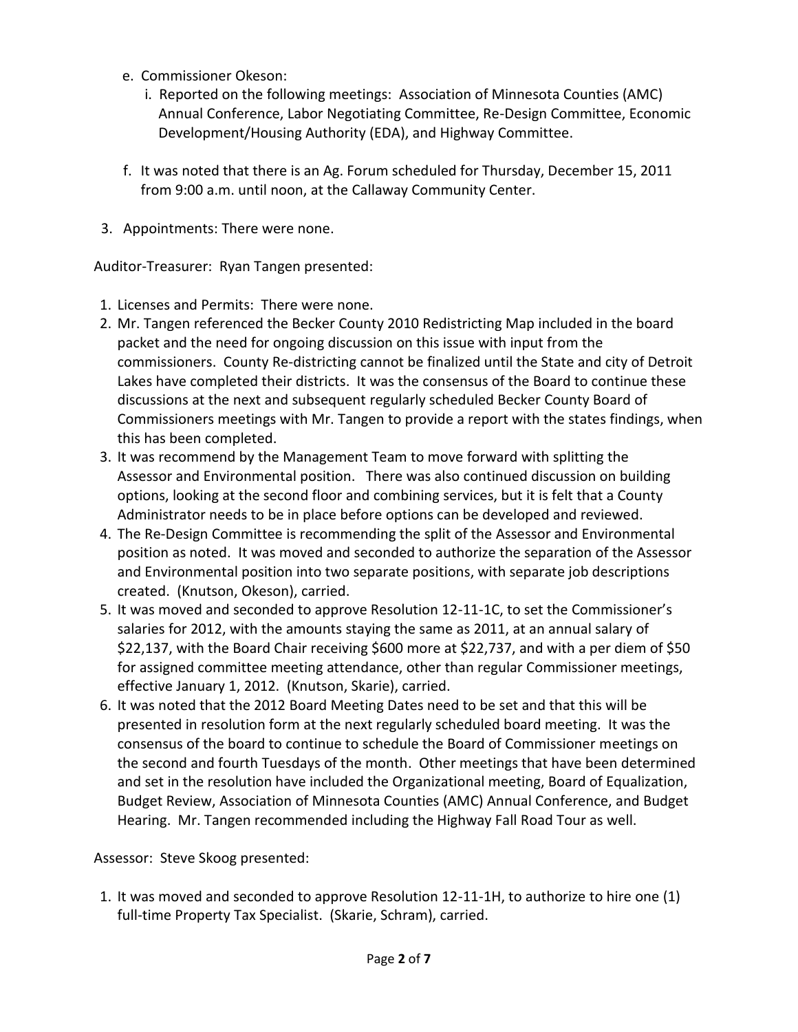e. Commissioner Okeson:
   i. Reported on the following meetings: Association of Minnesota Counties (AMC) Annual Conference, Labor Negotiating Committee, Re-Design Committee, Economic Development/Housing Authority (EDA), and Highway Committee.

f. It was noted that there is an Ag. Forum scheduled for Thursday, December 15, 2011 from 9:00 a.m. until noon, at the Callaway Community Center.

3. Appointments: There were none.

Auditor-Treasurer: Ryan Tangen presented:

1. Licenses and Permits: There were none.
2. Mr. Tangen referenced the Becker County 2010 Redistricting Map included in the board packet and the need for ongoing discussion on this issue with input from the commissioners. County Re-districting cannot be finalized until the State and city of Detroit Lakes have completed their districts. It was the consensus of the Board to continue these discussions at the next and subsequent regularly scheduled Becker County Board of Commissioners meetings with Mr. Tangen to provide a report with the states findings, when this has been completed.
3. It was recommend by the Management Team to move forward with splitting the Assessor and Environmental position. There was also continued discussion on building options, looking at the second floor and combining services, but it is felt that a County Administrator needs to be in place before options can be developed and reviewed.
4. The Re-Design Committee is recommending the split of the Assessor and Environmental position as noted. It was moved and seconded to authorize the separation of the Assessor and Environmental position into two separate positions, with separate job descriptions created. (Knutson, Okeson), carried.
5. It was moved and seconded to approve Resolution 12-11-1C, to set the Commissioner's salaries for 2012, with the amounts staying the same as 2011, at an annual salary of $22,137, with the Board Chair receiving $600 more at $22,737, and with a per diem of $50 for assigned committee meeting attendance, other than regular Commissioner meetings, effective January 1, 2012. (Knutson, Skarie), carried.
6. It was noted that the 2012 Board Meeting Dates need to be set and that this will be presented in resolution form at the next regularly scheduled board meeting. It was the consensus of the board to continue to schedule the Board of Commissioner meetings on the second and fourth Tuesdays of the month. Other meetings that have been determined and set in the resolution have included the Organizational meeting, Board of Equalization, Budget Review, Association of Minnesota Counties (AMC) Annual Conference, and Budget Hearing. Mr. Tangen recommended including the Highway Fall Road Tour as well.

Assessor: Steve Skoog presented:

1. It was moved and seconded to approve Resolution 12-11-1H, to authorize to hire one (1) full-time Property Tax Specialist. (Skarie, Schram), carried.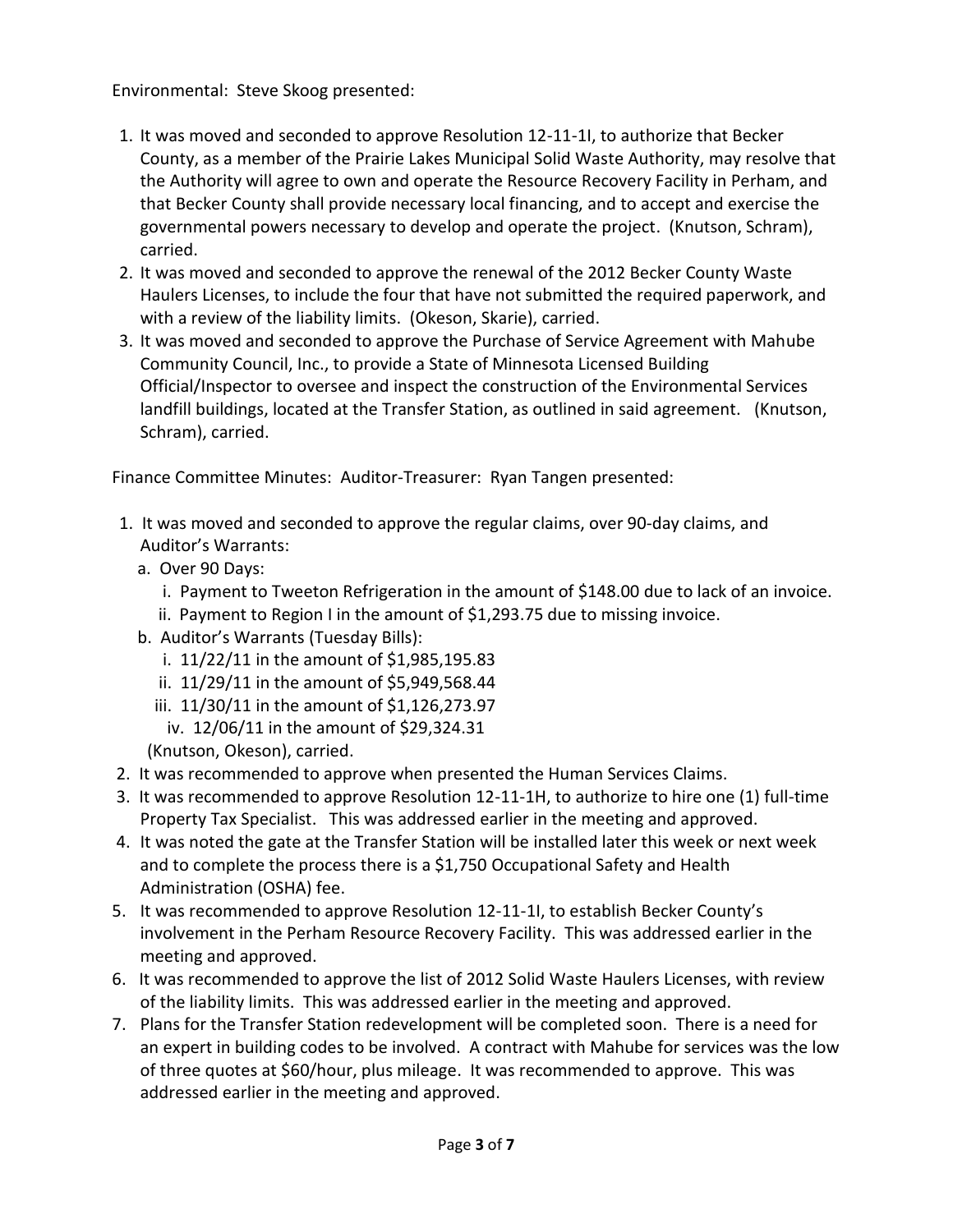Environmental: Steve Skoog presented:

1. It was moved and seconded to approve Resolution 12-11-1I, to authorize that Becker County, as a member of the Prairie Lakes Municipal Solid Waste Authority, may resolve that the Authority will agree to own and operate the Resource Recovery Facility in Perham, and that Becker County shall provide necessary local financing, and to accept and exercise the governmental powers necessary to develop and operate the project. (Knutson, Schram), carried.
2. It was moved and seconded to approve the renewal of the 2012 Becker County Waste Haulers Licenses, to include the four that have not submitted the required paperwork, and with a review of the liability limits. (Okeson, Skarie), carried.
3. It was moved and seconded to approve the Purchase of Service Agreement with Mahube Community Council, Inc., to provide a State of Minnesota Licensed Building Official/Inspector to oversee and inspect the construction of the Environmental Services landfill buildings, located at the Transfer Station, as outlined in said agreement. (Knutson, Schram), carried.

Finance Committee Minutes: Auditor-Treasurer: Ryan Tangen presented:

1. It was moved and seconded to approve the regular claims, over 90-day claims, and Auditor's Warrants:
   a. Over 90 Days:
      i. Payment to Tweeton Refrigeration in the amount of $148.00 due to lack of an invoice.
      ii. Payment to Region I in the amount of $1,293.75 due to missing invoice.
   b. Auditor's Warrants (Tuesday Bills):
      i. 11/22/11 in the amount of $1,985,195.83
      ii. 11/29/11 in the amount of $5,949,568.44
      iii. 11/30/11 in the amount of $1,126,273.97
      iv. 12/06/11 in the amount of $29,324.31

   (Knutson, Okeson), carried.
2. It was recommended to approve when presented the Human Services Claims.
3. It was recommended to approve Resolution 12-11-1H, to authorize to hire one (1) full-time Property Tax Specialist. This was addressed earlier in the meeting and approved.
4. It was noted the gate at the Transfer Station will be installed later this week or next week and to complete the process there is a $1,750 Occupational Safety and Health Administration (OSHA) fee.
5. It was recommended to approve Resolution 12-11-1I, to establish Becker County's involvement in the Perham Resource Recovery Facility. This was addressed earlier in the meeting and approved.
6. It was recommended to approve the list of 2012 Solid Waste Haulers Licenses, with review of the liability limits. This was addressed earlier in the meeting and approved.
7. Plans for the Transfer Station redevelopment will be completed soon. There is a need for an expert in building codes to be involved. A contract with Mahube for services was the low of three quotes at $60/hour, plus mileage. It was recommended to approve. This was addressed earlier in the meeting and approved.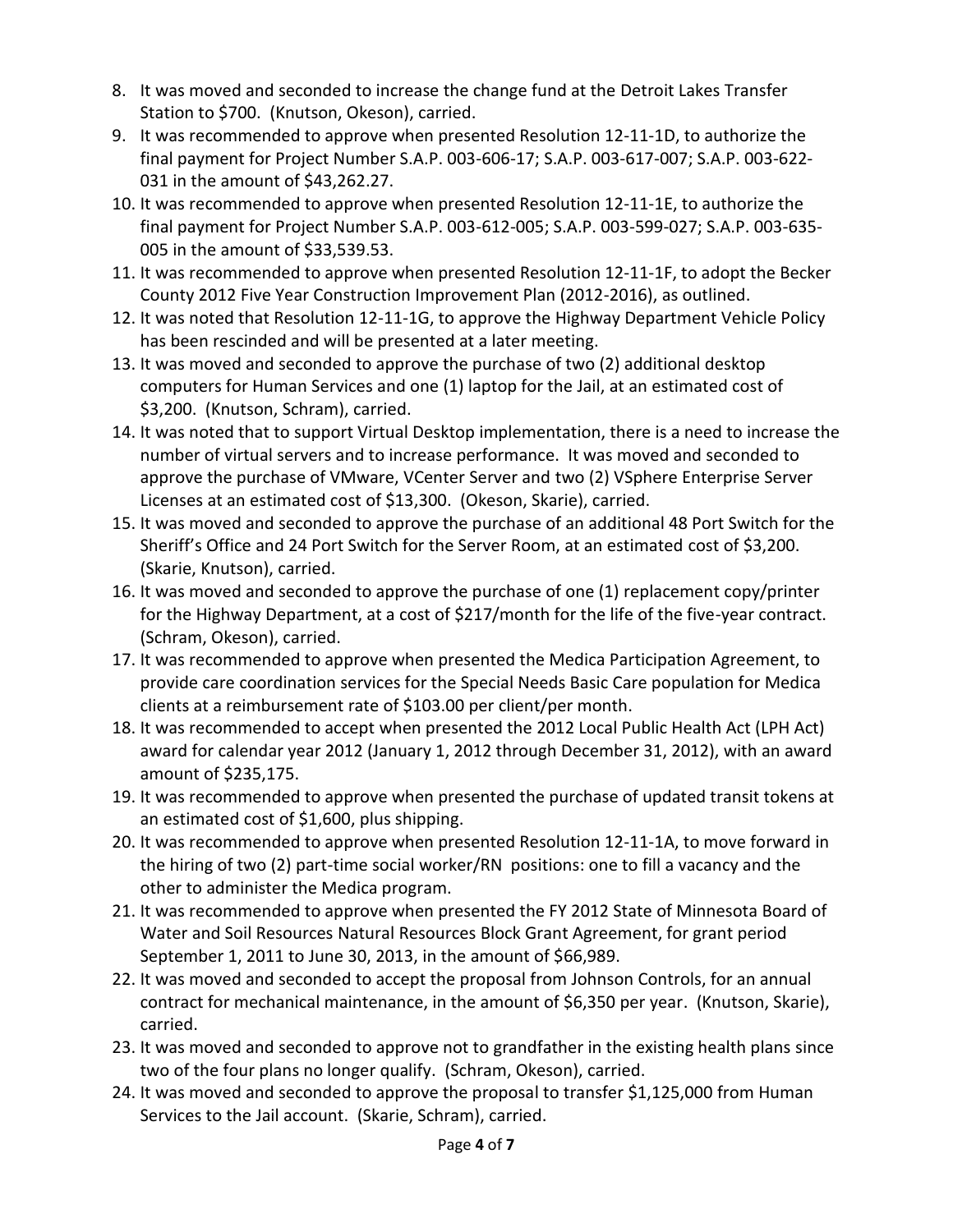8. It was moved and seconded to increase the change fund at the Detroit Lakes Transfer Station to $700. (Knutson, Okeson), carried.
9. It was recommended to approve when presented Resolution 12-11-1D, to authorize the final payment for Project Number S.A.P. 003-606-17; S.A.P. 003-617-007; S.A.P. 003-622-031 in the amount of $43,262.27.
10. It was recommended to approve when presented Resolution 12-11-1E, to authorize the final payment for Project Number S.A.P. 003-612-005; S.A.P. 003-599-027; S.A.P. 003-635-005 in the amount of $33,539.53.
11. It was recommended to approve when presented Resolution 12-11-1F, to adopt the Becker County 2012 Five Year Construction Improvement Plan (2012-2016), as outlined.
12. It was noted that Resolution 12-11-1G, to approve the Highway Department Vehicle Policy has been rescinded and will be presented at a later meeting.
13. It was moved and seconded to approve the purchase of two (2) additional desktop computers for Human Services and one (1) laptop for the Jail, at an estimated cost of $3,200. (Knutson, Schram), carried.
14. It was noted that to support Virtual Desktop implementation, there is a need to increase the number of virtual servers and to increase performance. It was moved and seconded to approve the purchase of VMware, VCenter Server and two (2) VSphere Enterprise Server Licenses at an estimated cost of $13,300. (Okeson, Skarie), carried.
15. It was moved and seconded to approve the purchase of an additional 48 Port Switch for the Sheriff's Office and 24 Port Switch for the Server Room, at an estimated cost of $3,200. (Skarie, Knutson), carried.
16. It was moved and seconded to approve the purchase of one (1) replacement copy/printer for the Highway Department, at a cost of $217/month for the life of the five-year contract. (Schram, Okeson), carried.
17. It was recommended to approve when presented the Medica Participation Agreement, to provide care coordination services for the Special Needs Basic Care population for Medica clients at a reimbursement rate of $103.00 per client/per month.
18. It was recommended to accept when presented the 2012 Local Public Health Act (LPH Act) award for calendar year 2012 (January 1, 2012 through December 31, 2012), with an award amount of $235,175.
19. It was recommended to approve when presented the purchase of updated transit tokens at an estimated cost of $1,600, plus shipping.
20. It was recommended to approve when presented Resolution 12-11-1A, to move forward in the hiring of two (2) part-time social worker/RN positions: one to fill a vacancy and the other to administer the Medica program.
21. It was recommended to approve when presented the FY 2012 State of Minnesota Board of Water and Soil Resources Natural Resources Block Grant Agreement, for grant period September 1, 2011 to June 30, 2013, in the amount of $66,989.
22. It was moved and seconded to accept the proposal from Johnson Controls, for an annual contract for mechanical maintenance, in the amount of $6,350 per year. (Knutson, Skarie), carried.
23. It was moved and seconded to approve not to grandfather in the existing health plans since two of the four plans no longer qualify. (Schram, Okeson), carried.
24. It was moved and seconded to approve the proposal to transfer $1,125,000 from Human Services to the Jail account. (Skarie, Schram), carried.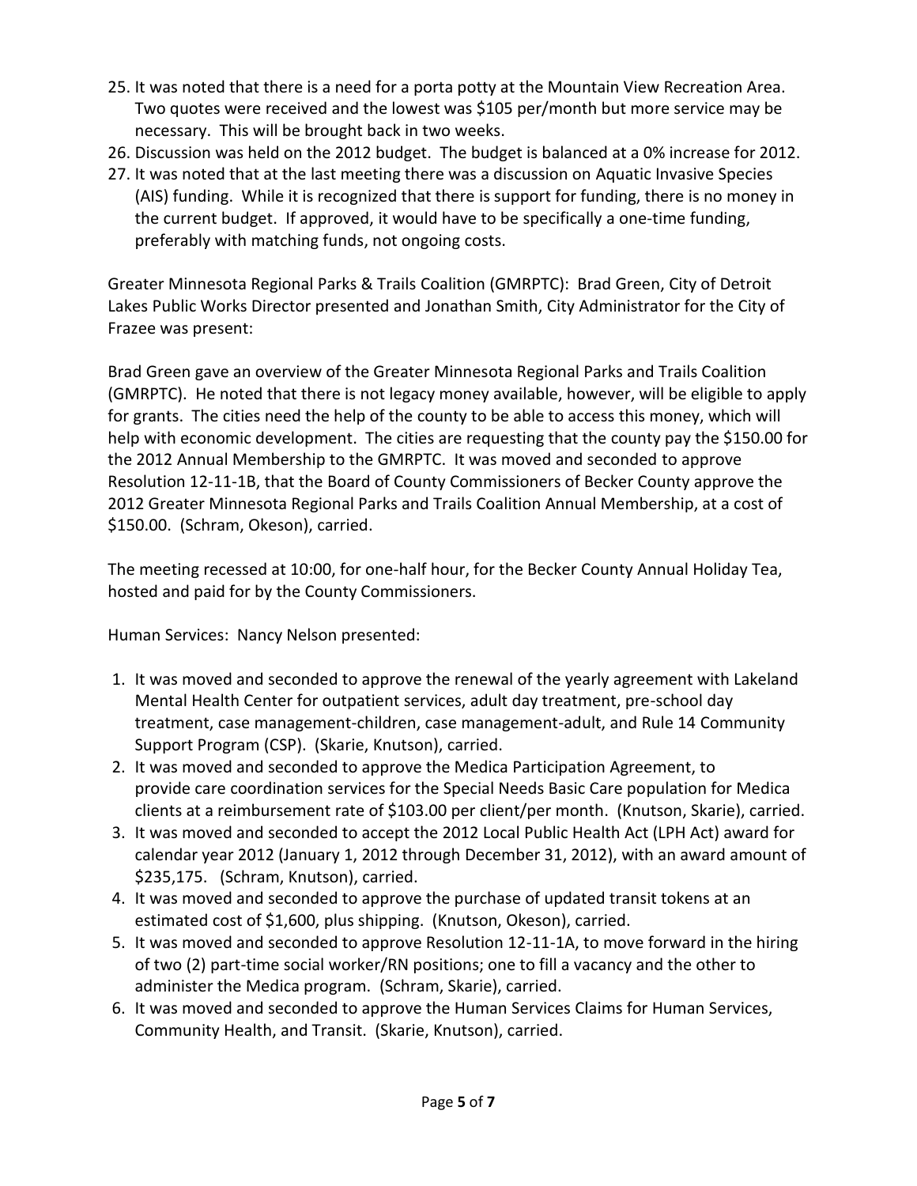25. It was noted that there is a need for a porta potty at the Mountain View Recreation Area. Two quotes were received and the lowest was $105 per/month but more service may be necessary. This will be brought back in two weeks.
26. Discussion was held on the 2012 budget. The budget is balanced at a 0% increase for 2012.
27. It was noted that at the last meeting there was a discussion on Aquatic Invasive Species (AIS) funding. While it is recognized that there is support for funding, there is no money in the current budget. If approved, it would have to be specifically a one-time funding, preferably with matching funds, not ongoing costs.

Greater Minnesota Regional Parks & Trails Coalition (GMRPTC): Brad Green, City of Detroit Lakes Public Works Director presented and Jonathan Smith, City Administrator for the City of Frazee was present:

Brad Green gave an overview of the Greater Minnesota Regional Parks and Trails Coalition (GMRPTC). He noted that there is not legacy money available, however, will be eligible to apply for grants. The cities need the help of the county to be able to access this money, which will help with economic development. The cities are requesting that the county pay the $150.00 for the 2012 Annual Membership to the GMRPTC. It was moved and seconded to approve Resolution 12-11-1B, that the Board of County Commissioners of Becker County approve the 2012 Greater Minnesota Regional Parks and Trails Coalition Annual Membership, at a cost of $150.00. (Schram, Okeson), carried.

The meeting recessed at 10:00, for one-half hour, for the Becker County Annual Holiday Tea, hosted and paid for by the County Commissioners.

Human Services: Nancy Nelson presented:

1. It was moved and seconded to approve the renewal of the yearly agreement with Lakeland Mental Health Center for outpatient services, adult day treatment, pre-school day treatment, case management-children, case management-adult, and Rule 14 Community Support Program (CSP). (Skarie, Knutson), carried.
2. It was moved and seconded to approve the Medica Participation Agreement, to provide care coordination services for the Special Needs Basic Care population for Medica clients at a reimbursement rate of $103.00 per client/per month. (Knutson, Skarie), carried.
3. It was moved and seconded to accept the 2012 Local Public Health Act (LPH Act) award for calendar year 2012 (January 1, 2012 through December 31, 2012), with an award amount of $235,175. (Schram, Knutson), carried.
4. It was moved and seconded to approve the purchase of updated transit tokens at an estimated cost of $1,600, plus shipping. (Knutson, Okeson), carried.
5. It was moved and seconded to approve Resolution 12-11-1A, to move forward in the hiring of two (2) part-time social worker/RN positions; one to fill a vacancy and the other to administer the Medica program. (Schram, Skarie), carried.
6. It was moved and seconded to approve the Human Services Claims for Human Services, Community Health, and Transit. (Skarie, Knutson), carried.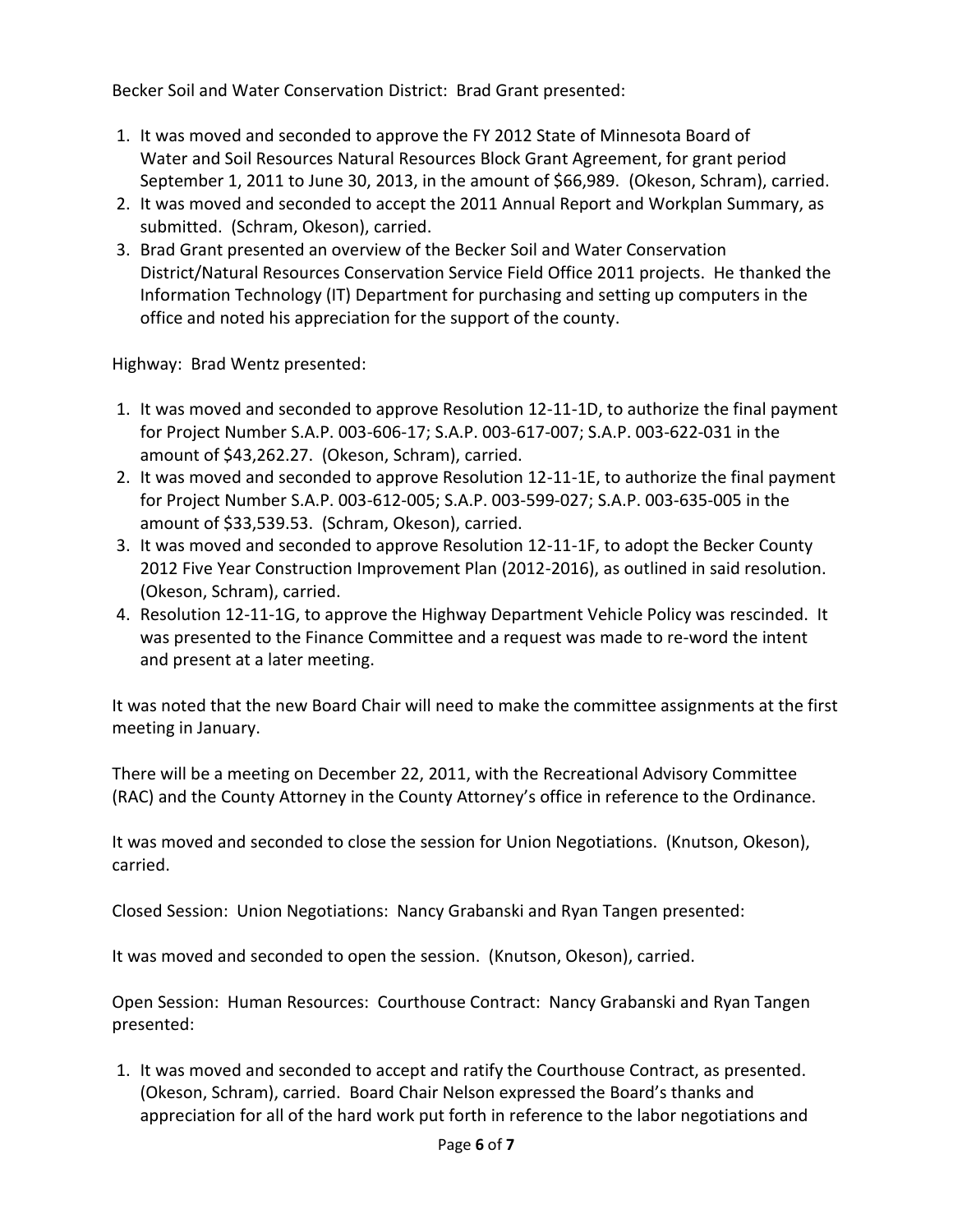Becker Soil and Water Conservation District: Brad Grant presented:

1. It was moved and seconded to approve the FY 2012 State of Minnesota Board of Water and Soil Resources Natural Resources Block Grant Agreement, for grant period September 1, 2011 to June 30, 2013, in the amount of $66,989. (Okeson, Schram), carried.
2. It was moved and seconded to accept the 2011 Annual Report and Workplan Summary, as submitted. (Schram, Okeson), carried.
3. Brad Grant presented an overview of the Becker Soil and Water Conservation District/Natural Resources Conservation Service Field Office 2011 projects. He thanked the Information Technology (IT) Department for purchasing and setting up computers in the office and noted his appreciation for the support of the county.

Highway: Brad Wentz presented:

1. It was moved and seconded to approve Resolution 12-11-1D, to authorize the final payment for Project Number S.A.P. 003-606-17; S.A.P. 003-617-007; S.A.P. 003-622-031 in the amount of $43,262.27. (Okeson, Schram), carried.
2. It was moved and seconded to approve Resolution 12-11-1E, to authorize the final payment for Project Number S.A.P. 003-612-005; S.A.P. 003-599-027; S.A.P. 003-635-005 in the amount of $33,539.53. (Schram, Okeson), carried.
3. It was moved and seconded to approve Resolution 12-11-1F, to adopt the Becker County 2012 Five Year Construction Improvement Plan (2012-2016), as outlined in said resolution. (Okeson, Schram), carried.
4. Resolution 12-11-1G, to approve the Highway Department Vehicle Policy was rescinded. It was presented to the Finance Committee and a request was made to re-word the intent and present at a later meeting.

It was noted that the new Board Chair will need to make the committee assignments at the first meeting in January.

There will be a meeting on December 22, 2011, with the Recreational Advisory Committee (RAC) and the County Attorney in the County Attorney's office in reference to the Ordinance.

It was moved and seconded to close the session for Union Negotiations. (Knutson, Okeson), carried.

Closed Session: Union Negotiations: Nancy Grabanski and Ryan Tangen presented:

It was moved and seconded to open the session. (Knutson, Okeson), carried.

Open Session: Human Resources: Courthouse Contract: Nancy Grabanski and Ryan Tangen presented:

1. It was moved and seconded to accept and ratify the Courthouse Contract, as presented. (Okeson, Schram), carried. Board Chair Nelson expressed the Board's thanks and appreciation for all of the hard work put forth in reference to the labor negotiations and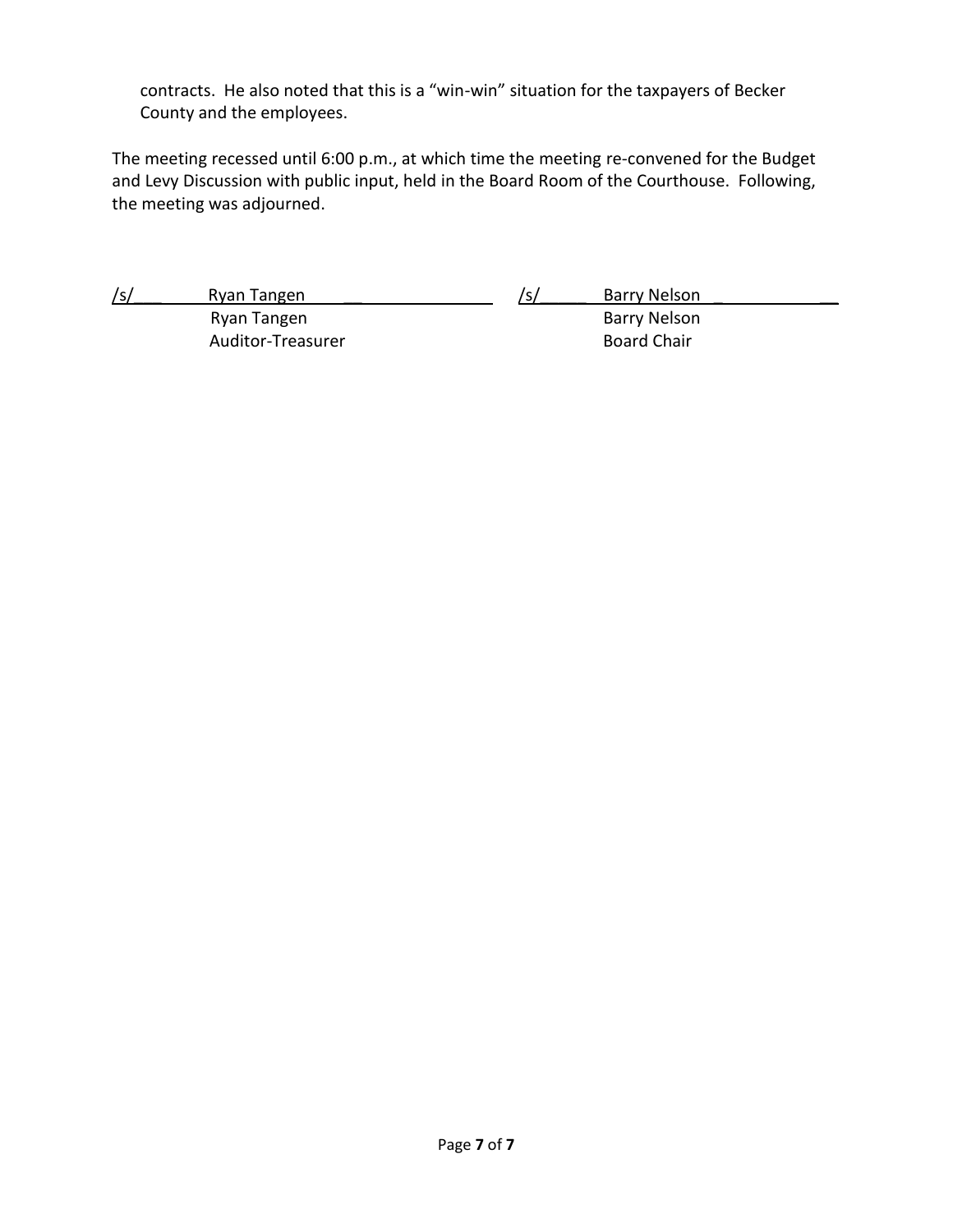contracts. He also noted that this is a "win-win" situation for the taxpayers of Becker County and the employees.

The meeting recessed until 6:00 p.m., at which time the meeting re-convened for the Budget and Levy Discussion with public input, held in the Board Room of the Courthouse. Following, the meeting was adjourned.

| | |
|---|---|
| /s/ Ryan Tangen | /s/ Barry Nelson |
| Ryan Tangen | Barry Nelson |
| Auditor-Treasurer | Board Chair |